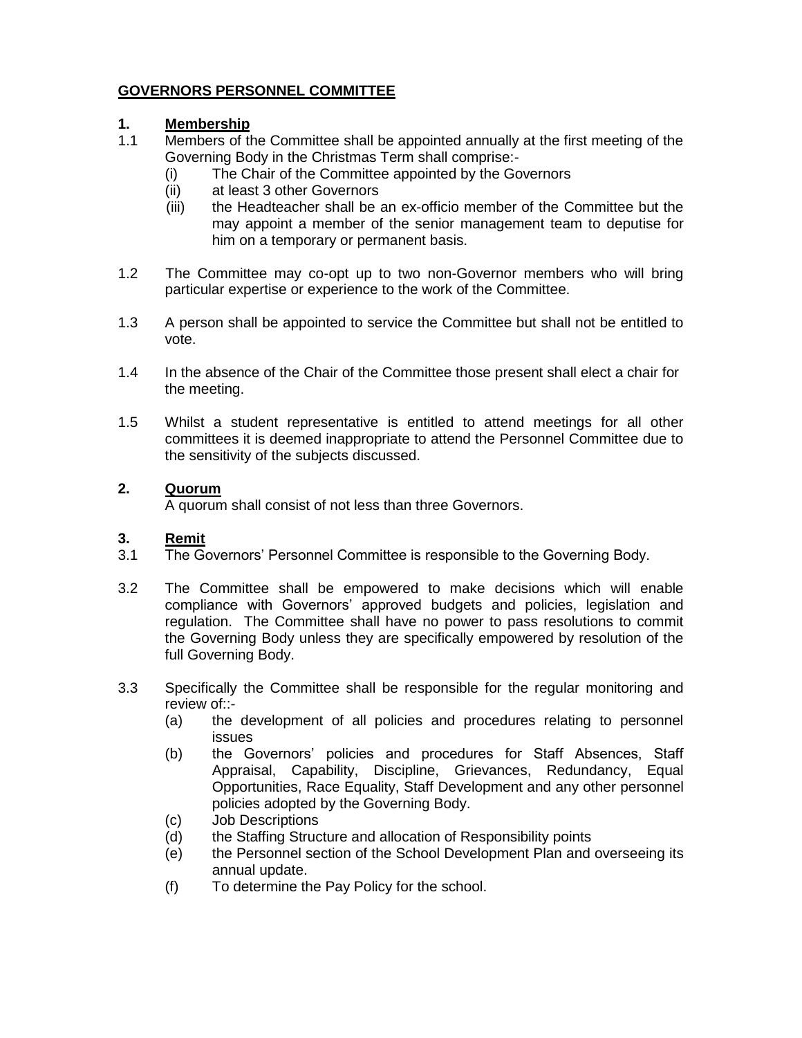# GOVERNORS PERSONNEL COMMITTEE

## 1. Membership

1.1 Members of the Committee shall be appointed annually at the first meeting of the Governing Body in the Christmas Term shall comprise:-

- (i) The Chair of the Committee appointed by the Governors
- (ii) at least 3 other Governors
- (iii) the Headteacher shall be an ex-officio member of the Committee but the may appoint a member of the senior management team to deputise for him on a temporary or permanent basis.

1.2 The Committee may co-opt up to two non-Governor members who will bring particular expertise or experience to the work of the Committee.

1.3 A person shall be appointed to service the Committee but shall not be entitled to vote.

1.4 In the absence of the Chair of the Committee those present shall elect a chair for the meeting.

1.5 Whilst a student representative is entitled to attend meetings for all other committees it is deemed inappropriate to attend the Personnel Committee due to the sensitivity of the subjects discussed.

## 2. Quorum

A quorum shall consist of not less than three Governors.

## 3. Remit

3.1 The Governors' Personnel Committee is responsible to the Governing Body.

3.2 The Committee shall be empowered to make decisions which will enable compliance with Governors' approved budgets and policies, legislation and regulation. The Committee shall have no power to pass resolutions to commit the Governing Body unless they are specifically empowered by resolution of the full Governing Body.

3.3 Specifically the Committee shall be responsible for the regular monitoring and review of::-

- (a) the development of all policies and procedures relating to personnel issues
- (b) the Governors' policies and procedures for Staff Absences, Staff Appraisal, Capability, Discipline, Grievances, Redundancy, Equal Opportunities, Race Equality, Staff Development and any other personnel policies adopted by the Governing Body.
- (c) Job Descriptions
- (d) the Staffing Structure and allocation of Responsibility points
- (e) the Personnel section of the School Development Plan and overseeing its annual update.
- (f) To determine the Pay Policy for the school.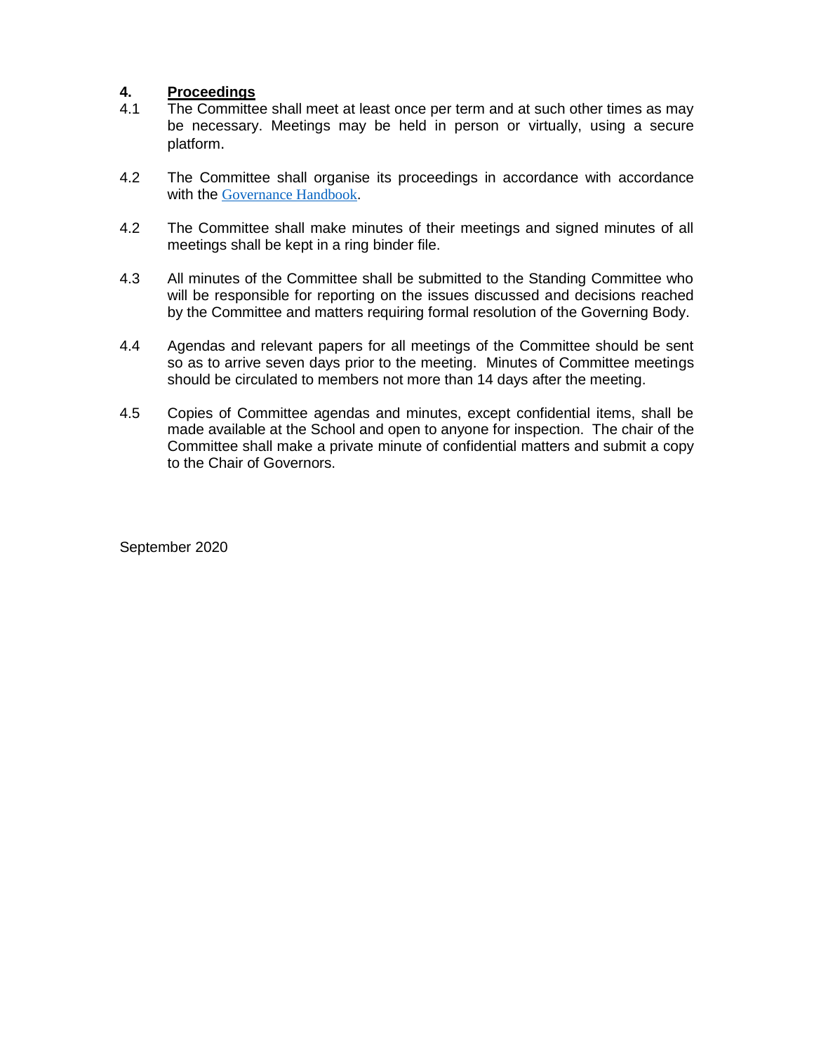## 4. Proceedings

4.1 The Committee shall meet at least once per term and at such other times as may be necessary. Meetings may be held in person or virtually, using a secure platform.

4.2 The Committee shall organise its proceedings in accordance with accordance with the Governance Handbook.

4.2 The Committee shall make minutes of their meetings and signed minutes of all meetings shall be kept in a ring binder file.

4.3 All minutes of the Committee shall be submitted to the Standing Committee who will be responsible for reporting on the issues discussed and decisions reached by the Committee and matters requiring formal resolution of the Governing Body.

4.4 Agendas and relevant papers for all meetings of the Committee should be sent so as to arrive seven days prior to the meeting. Minutes of Committee meetings should be circulated to members not more than 14 days after the meeting.

4.5 Copies of Committee agendas and minutes, except confidential items, shall be made available at the School and open to anyone for inspection. The chair of the Committee shall make a private minute of confidential matters and submit a copy to the Chair of Governors.

September 2020